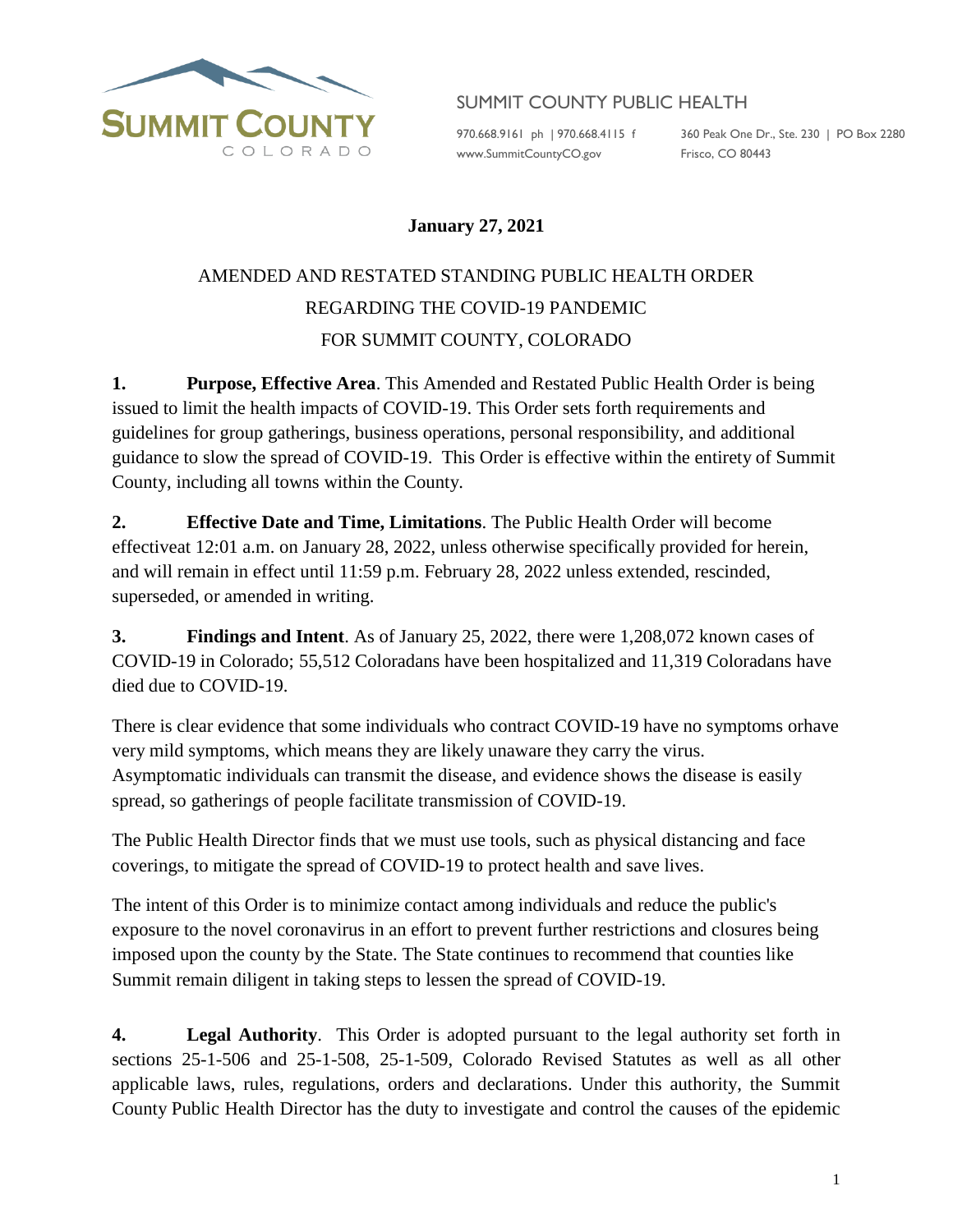SUMMIT COUNTY COLORADO

SUMMIT COUNTY PUBLIC HEALTH

970.668.9161 ph | 970.668.4115 f
www.SummitCountyCO.gov

360 Peak One Dr., Ste. 230 | PO Box 2280
Frisco, CO 80443

**January 27, 2021**

# AMENDED AND RESTATED STANDING PUBLIC HEALTH ORDER REGARDING THE COVID-19 PANDEMIC FOR SUMMIT COUNTY, COLORADO

**1. Purpose, Effective Area**. This Amended and Restated Public Health Order is being issued to limit the health impacts of COVID-19. This Order sets forth requirements and guidelines for group gatherings, business operations, personal responsibility, and additional guidance to slow the spread of COVID-19. This Order is effective within the entirety of Summit County, including all towns within the County.

**2. Effective Date and Time, Limitations**. The Public Health Order will become effectiveat 12:01 a.m. on January 28, 2022, unless otherwise specifically provided for herein, and will remain in effect until 11:59 p.m. February 28, 2022 unless extended, rescinded, superseded, or amended in writing.

**3. Findings and Intent**. As of January 25, 2022, there were 1,208,072 known cases of COVID-19 in Colorado; 55,512 Coloradans have been hospitalized and 11,319 Coloradans have died due to COVID-19.

There is clear evidence that some individuals who contract COVID-19 have no symptoms orhave very mild symptoms, which means they are likely unaware they carry the virus. Asymptomatic individuals can transmit the disease, and evidence shows the disease is easily spread, so gatherings of people facilitate transmission of COVID-19.

The Public Health Director finds that we must use tools, such as physical distancing and face coverings, to mitigate the spread of COVID-19 to protect health and save lives.

The intent of this Order is to minimize contact among individuals and reduce the public's exposure to the novel coronavirus in an effort to prevent further restrictions and closures being imposed upon the county by the State. The State continues to recommend that counties like Summit remain diligent in taking steps to lessen the spread of COVID-19.

**4. Legal Authority**. This Order is adopted pursuant to the legal authority set forth in sections 25-1-506 and 25-1-508, 25-1-509, Colorado Revised Statutes as well as all other applicable laws, rules, regulations, orders and declarations. Under this authority, the Summit County Public Health Director has the duty to investigate and control the causes of the epidemic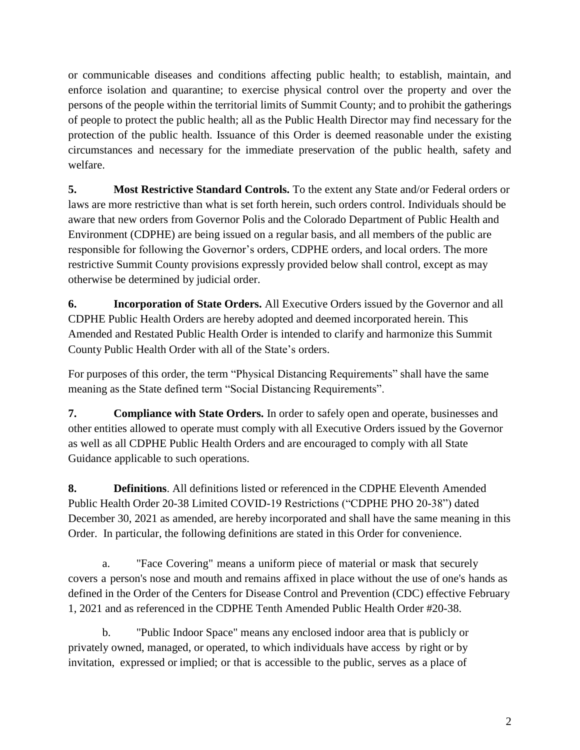or communicable diseases and conditions affecting public health; to establish, maintain, and enforce isolation and quarantine; to exercise physical control over the property and over the persons of the people within the territorial limits of Summit County; and to prohibit the gatherings of people to protect the public health; all as the Public Health Director may find necessary for the protection of the public health. Issuance of this Order is deemed reasonable under the existing circumstances and necessary for the immediate preservation of the public health, safety and welfare.

**5. Most Restrictive Standard Controls.** To the extent any State and/or Federal orders or laws are more restrictive than what is set forth herein, such orders control. Individuals should be aware that new orders from Governor Polis and the Colorado Department of Public Health and Environment (CDPHE) are being issued on a regular basis, and all members of the public are responsible for following the Governor's orders, CDPHE orders, and local orders. The more restrictive Summit County provisions expressly provided below shall control, except as may otherwise be determined by judicial order.

**6. Incorporation of State Orders.** All Executive Orders issued by the Governor and all CDPHE Public Health Orders are hereby adopted and deemed incorporated herein. This Amended and Restated Public Health Order is intended to clarify and harmonize this Summit County Public Health Order with all of the State's orders.

For purposes of this order, the term "Physical Distancing Requirements" shall have the same meaning as the State defined term "Social Distancing Requirements".

**7. Compliance with State Orders.** In order to safely open and operate, businesses and other entities allowed to operate must comply with all Executive Orders issued by the Governor as well as all CDPHE Public Health Orders and are encouraged to comply with all State Guidance applicable to such operations.

**8. Definitions**. All definitions listed or referenced in the CDPHE Eleventh Amended Public Health Order 20-38 Limited COVID-19 Restrictions ("CDPHE PHO 20-38") dated December 30, 2021 as amended, are hereby incorporated and shall have the same meaning in this Order. In particular, the following definitions are stated in this Order for convenience.

a. "Face Covering" means a uniform piece of material or mask that securely covers a person's nose and mouth and remains affixed in place without the use of one's hands as defined in the Order of the Centers for Disease Control and Prevention (CDC) effective February 1, 2021 and as referenced in the CDPHE Tenth Amended Public Health Order #20-38.

b. "Public Indoor Space" means any enclosed indoor area that is publicly or privately owned, managed, or operated, to which individuals have access by right or by invitation, expressed or implied; or that is accessible to the public, serves as a place of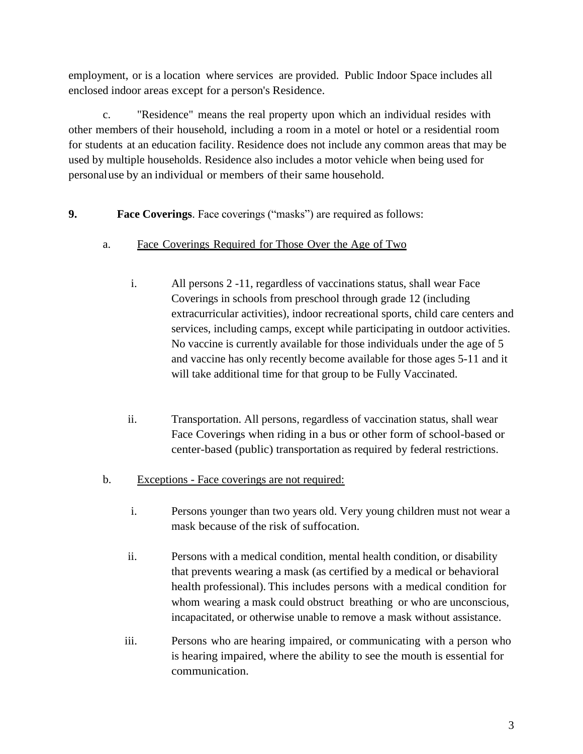employment, or is a location where services are provided. Public Indoor Space includes all enclosed indoor areas except for a person's Residence.

c. "Residence" means the real property upon which an individual resides with other members of their household, including a room in a motel or hotel or a residential room for students at an education facility. Residence does not include any common areas that may be used by multiple households. Residence also includes a motor vehicle when being used for personaluse by an individual or members of their same household.

**9. Face Coverings**. Face coverings ("masks") are required as follows:

a. <u>Face Coverings Required for Those Over the Age of Two</u>

i. All persons 2 -11, regardless of vaccinations status, shall wear Face Coverings in schools from preschool through grade 12 (including extracurricular activities), indoor recreational sports, child care centers and services, including camps, except while participating in outdoor activities. No vaccine is currently available for those individuals under the age of 5 and vaccine has only recently become available for those ages 5-11 and it will take additional time for that group to be Fully Vaccinated.

ii. Transportation. All persons, regardless of vaccination status, shall wear Face Coverings when riding in a bus or other form of school-based or center-based (public) transportation as required by federal restrictions.

b. <u>Exceptions - Face coverings are not required:</u>

i. Persons younger than two years old. Very young children must not wear a mask because of the risk of suffocation.

ii. Persons with a medical condition, mental health condition, or disability that prevents wearing a mask (as certified by a medical or behavioral health professional). This includes persons with a medical condition for whom wearing a mask could obstruct breathing or who are unconscious, incapacitated, or otherwise unable to remove a mask without assistance.

iii. Persons who are hearing impaired, or communicating with a person who is hearing impaired, where the ability to see the mouth is essential for communication.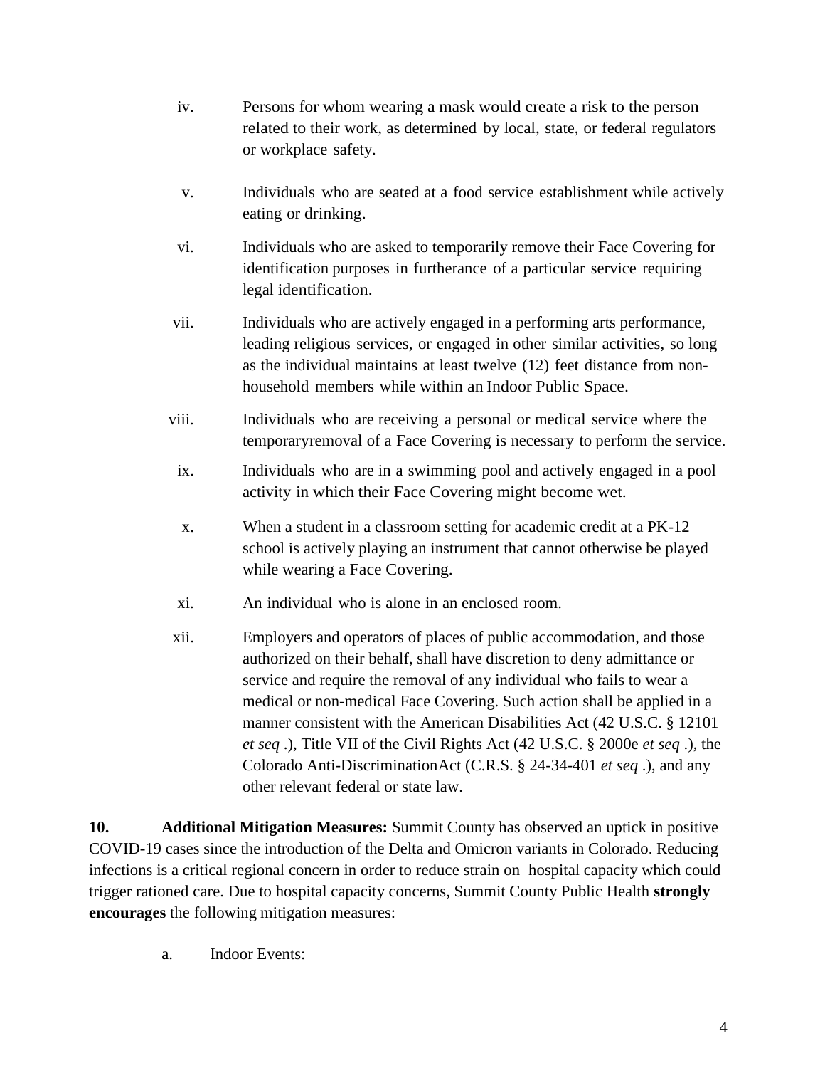iv. Persons for whom wearing a mask would create a risk to the person related to their work, as determined by local, state, or federal regulators or workplace safety.

v. Individuals who are seated at a food service establishment while actively eating or drinking.

vi. Individuals who are asked to temporarily remove their Face Covering for identification purposes in furtherance of a particular service requiring legal identification.

vii. Individuals who are actively engaged in a performing arts performance, leading religious services, or engaged in other similar activities, so long as the individual maintains at least twelve (12) feet distance from non-household members while within an Indoor Public Space.

viii. Individuals who are receiving a personal or medical service where the temporaryremoval of a Face Covering is necessary to perform the service.

ix. Individuals who are in a swimming pool and actively engaged in a pool activity in which their Face Covering might become wet.

x. When a student in a classroom setting for academic credit at a PK-12 school is actively playing an instrument that cannot otherwise be played while wearing a Face Covering.

xi. An individual who is alone in an enclosed room.

xii. Employers and operators of places of public accommodation, and those authorized on their behalf, shall have discretion to deny admittance or service and require the removal of any individual who fails to wear a medical or non-medical Face Covering. Such action shall be applied in a manner consistent with the American Disabilities Act (42 U.S.C. § 12101 *et seq* .), Title VII of the Civil Rights Act (42 U.S.C. § 2000e *et seq* .), the Colorado Anti-DiscriminationAct (C.R.S. § 24-34-401 *et seq* .), and any other relevant federal or state law.

**10. Additional Mitigation Measures:** Summit County has observed an uptick in positive COVID-19 cases since the introduction of the Delta and Omicron variants in Colorado. Reducing infections is a critical regional concern in order to reduce strain on hospital capacity which could trigger rationed care. Due to hospital capacity concerns, Summit County Public Health **strongly encourages** the following mitigation measures:

a. Indoor Events: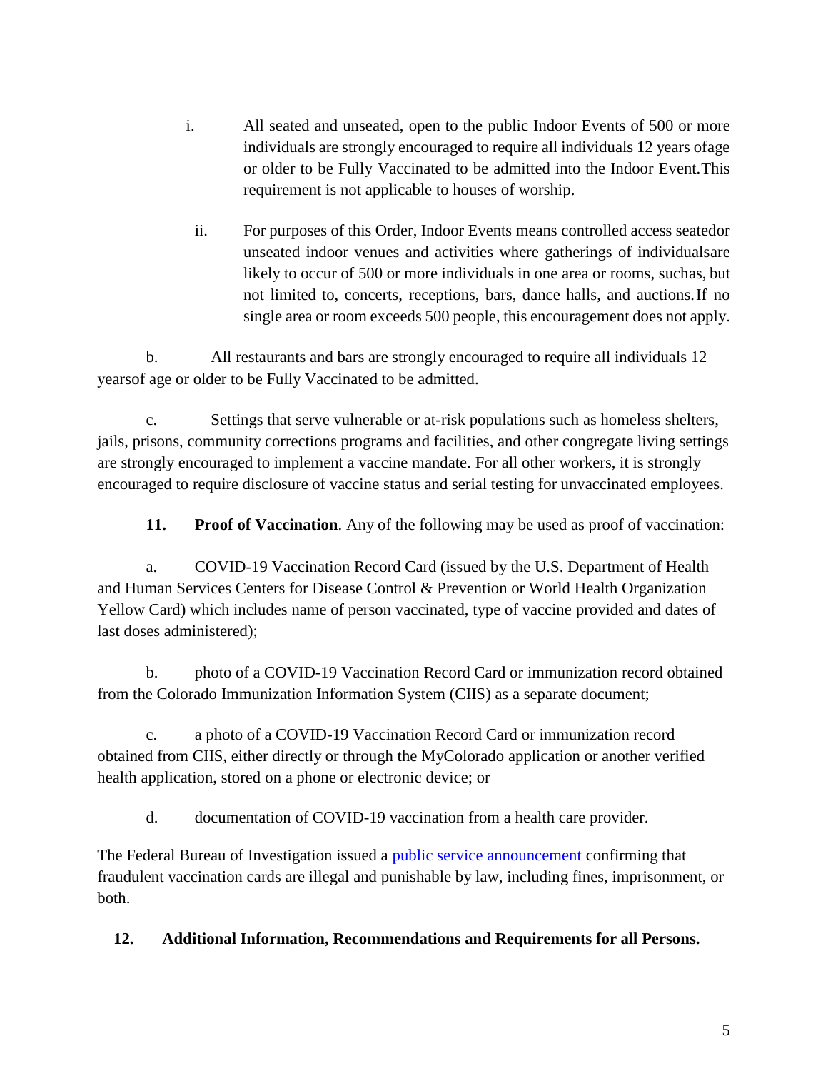i. All seated and unseated, open to the public Indoor Events of 500 or more individuals are strongly encouraged to require all individuals 12 years ofage or older to be Fully Vaccinated to be admitted into the Indoor Event.This requirement is not applicable to houses of worship.

ii. For purposes of this Order, Indoor Events means controlled access seatedor unseated indoor venues and activities where gatherings of individualsare likely to occur of 500 or more individuals in one area or rooms, suchas, but not limited to, concerts, receptions, bars, dance halls, and auctions.If no single area or room exceeds 500 people, this encouragement does not apply.

b. All restaurants and bars are strongly encouraged to require all individuals 12 yearsof age or older to be Fully Vaccinated to be admitted.

c. Settings that serve vulnerable or at-risk populations such as homeless shelters, jails, prisons, community corrections programs and facilities, and other congregate living settings are strongly encouraged to implement a vaccine mandate. For all other workers, it is strongly encouraged to require disclosure of vaccine status and serial testing for unvaccinated employees.

**11. Proof of Vaccination**. Any of the following may be used as proof of vaccination:

a. COVID-19 Vaccination Record Card (issued by the U.S. Department of Health and Human Services Centers for Disease Control & Prevention or World Health Organization Yellow Card) which includes name of person vaccinated, type of vaccine provided and dates of last doses administered);

b. photo of a COVID-19 Vaccination Record Card or immunization record obtained from the Colorado Immunization Information System (CIIS) as a separate document;

c. a photo of a COVID-19 Vaccination Record Card or immunization record obtained from CIIS, either directly or through the MyColorado application or another verified health application, stored on a phone or electronic device; or

d. documentation of COVID-19 vaccination from a health care provider.

The Federal Bureau of Investigation issued a public service announcement confirming that fraudulent vaccination cards are illegal and punishable by law, including fines, imprisonment, or both.

**12. Additional Information, Recommendations and Requirements for all Persons.**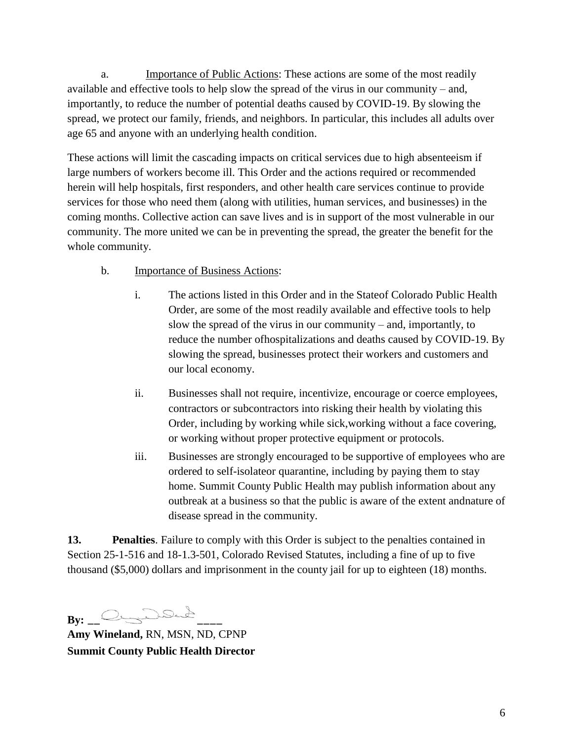a. Importance of Public Actions: These actions are some of the most readily available and effective tools to help slow the spread of the virus in our community – and, importantly, to reduce the number of potential deaths caused by COVID-19. By slowing the spread, we protect our family, friends, and neighbors. In particular, this includes all adults over age 65 and anyone with an underlying health condition.

These actions will limit the cascading impacts on critical services due to high absenteeism if large numbers of workers become ill. This Order and the actions required or recommended herein will help hospitals, first responders, and other health care services continue to provide services for those who need them (along with utilities, human services, and businesses) in the coming months. Collective action can save lives and is in support of the most vulnerable in our community. The more united we can be in preventing the spread, the greater the benefit for the whole community.

b. Importance of Business Actions:

i. The actions listed in this Order and in the Stateof Colorado Public Health Order, are some of the most readily available and effective tools to help slow the spread of the virus in our community – and, importantly, to reduce the number ofhospitalizations and deaths caused by COVID-19. By slowing the spread, businesses protect their workers and customers and our local economy.

ii. Businesses shall not require, incentivize, encourage or coerce employees, contractors or subcontractors into risking their health by violating this Order, including by working while sick,working without a face covering, or working without proper protective equipment or protocols.

iii. Businesses are strongly encouraged to be supportive of employees who are ordered to self-isolateor quarantine, including by paying them to stay home. Summit County Public Health may publish information about any outbreak at a business so that the public is aware of the extent andnature of disease spread in the community.

**13. Penalties**. Failure to comply with this Order is subject to the penalties contained in Section 25-1-516 and 18-1.3-501, Colorado Revised Statutes, including a fine of up to five thousand ($5,000) dollars and imprisonment in the county jail for up to eighteen (18) months.

**By:** ________________

**Amy Wineland,** RN, MSN, ND, CPNP
**Summit County Public Health Director**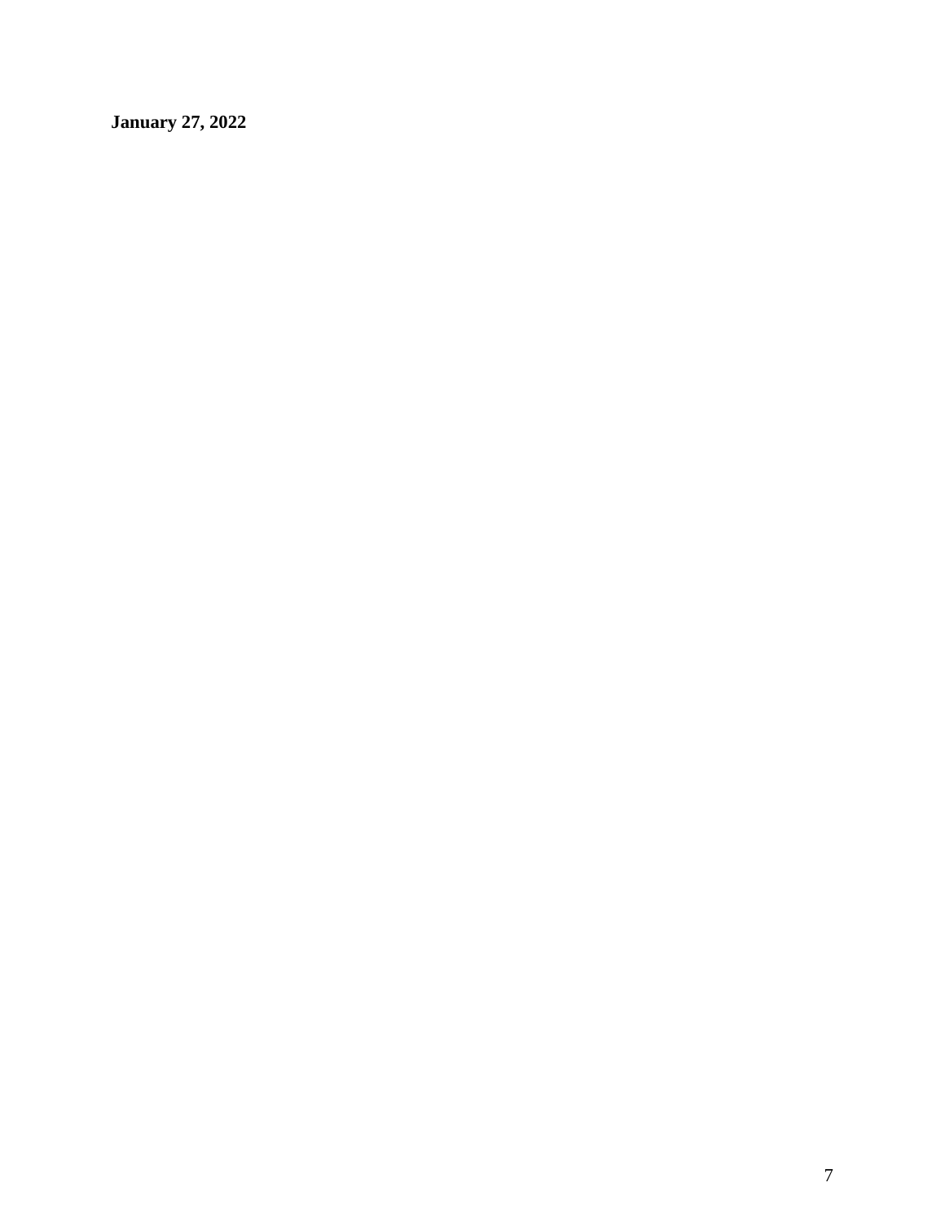**January 27, 2022**